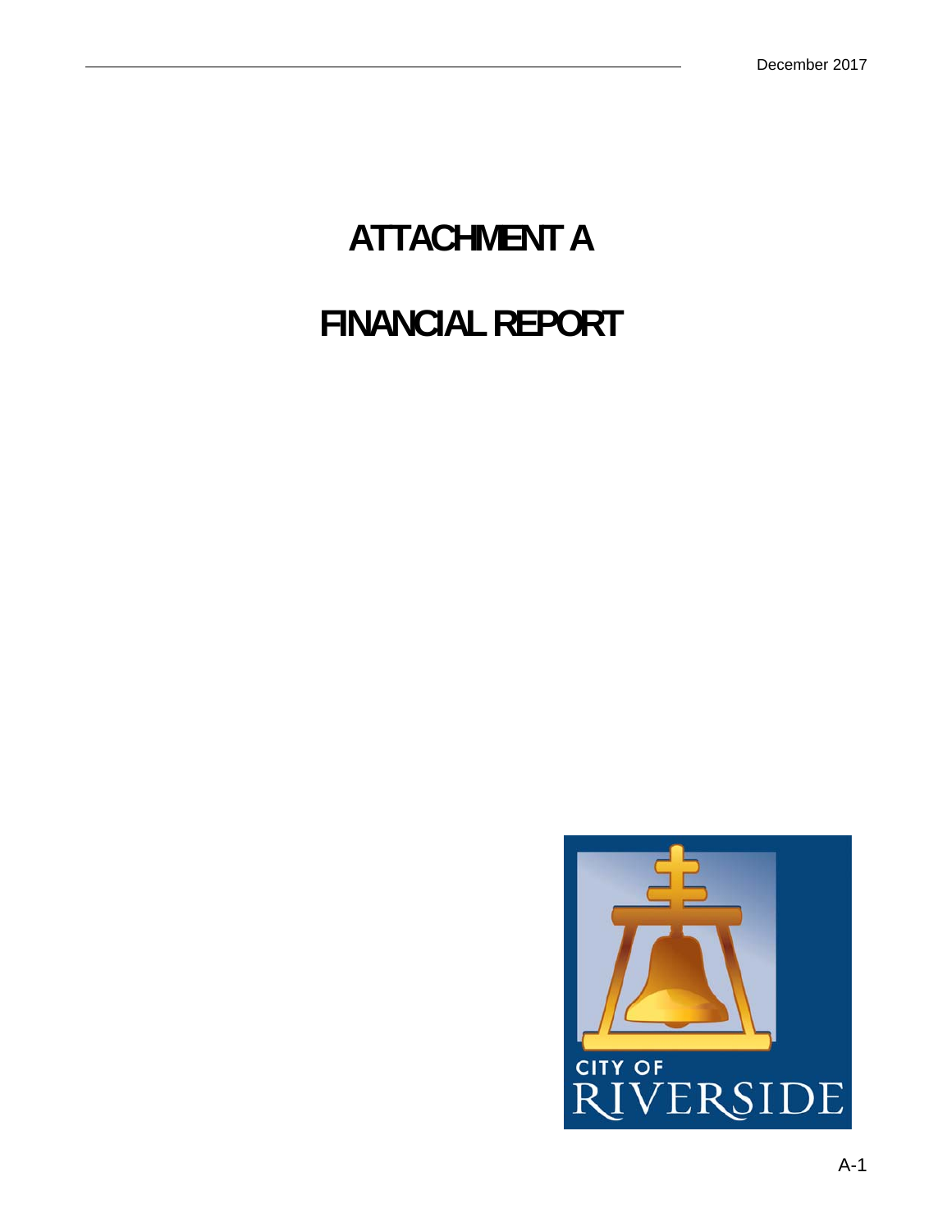# ATTACHMENT A

# FINANCIAL REPORT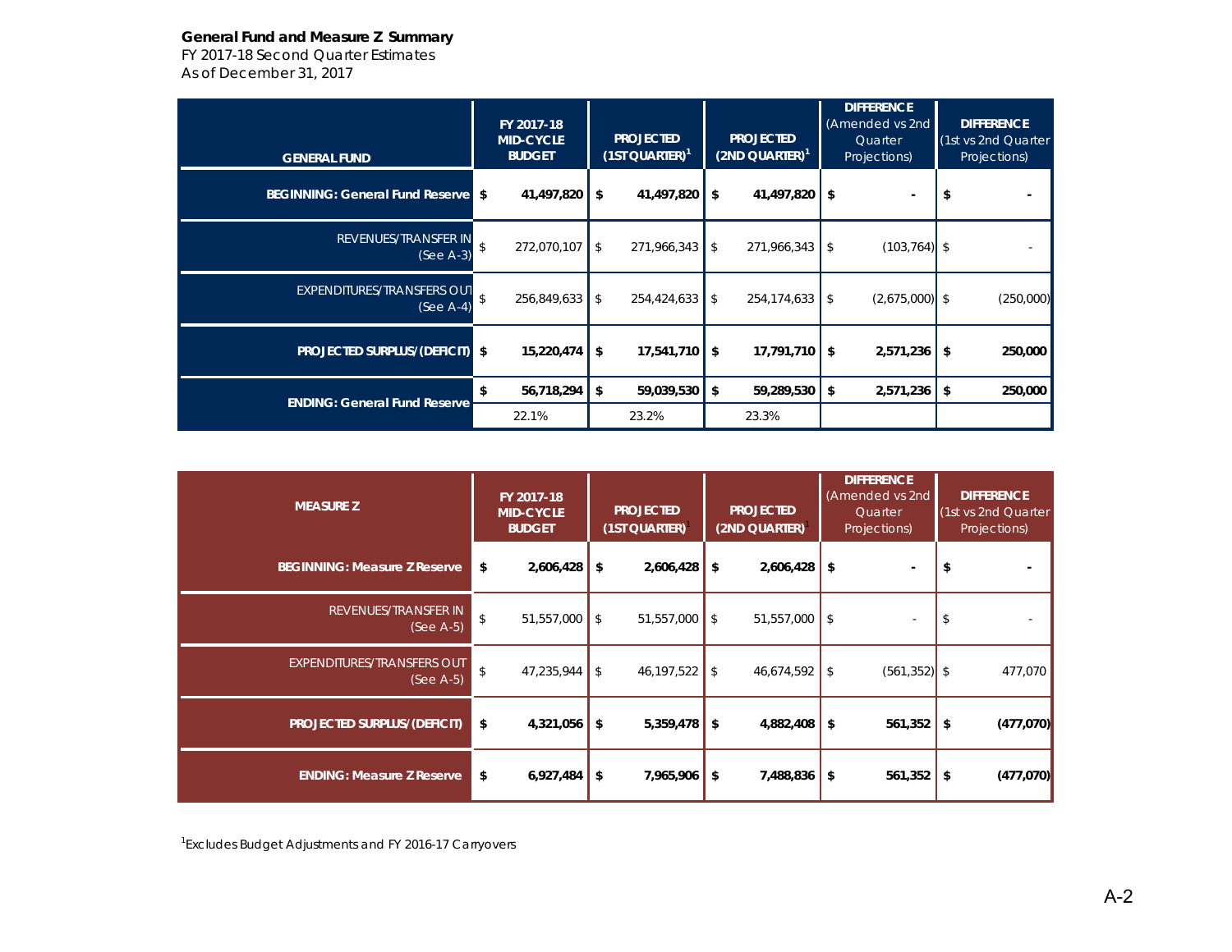**General Fund and Measure Z Summary**

*FY 2017-18 Second Quarter Estimates*

*As of December 31, 2017*

| GENERAL FUND | FY 2017-18 MID-CYCLE BUDGET | PROJECTED (1ST QUARTER)[1] | PROJECTED (2ND QUARTER)[1] | DIFFERENCE (Amended vs 2nd Quarter Projections) | DIFFERENCE (1st vs 2nd Quarter Projections) |
|---|---|---|---|---|---|
| **BEGINNING: General Fund Reserve** | **$ 41,497,820** | **$ 41,497,820** | **$ 41,497,820** | **$ -** | **$ -** |
| REVENUES/TRANSFER IN (See A-3) | $ 272,070,107 | $ 271,966,343 | $ 271,966,343 | $ (103,764) | $ - |
| EXPENDITURES/TRANSFERS OUT (See A-4) | $ 256,849,633 | $ 254,424,633 | $ 254,174,633 | $ (2,675,000) | $ (250,000) |
| **PROJECTED SURPLUS/(DEFICIT)** | **$ 15,220,474** | **$ 17,541,710** | **$ 17,791,710** | **$ 2,571,236** | **$ 250,000** |
| **ENDING: General Fund Reserve** | **$ 56,718,294** | **$ 59,039,530** | **$ 59,289,530** | **$ 2,571,236** | **$ 250,000** |
| | 22.1% | 23.2% | 23.3% | | |

| MEASURE Z | FY 2017-18 MID-CYCLE BUDGET | PROJECTED (1ST QUARTER)[1] | PROJECTED (2ND QUARTER)[1] | DIFFERENCE (Amended vs 2nd Quarter Projections) | DIFFERENCE (1st vs 2nd Quarter Projections) |
|---|---|---|---|---|---|
| **BEGINNING: Measure Z Reserve** | **$ 2,606,428** | **$ 2,606,428** | **$ 2,606,428** | **$ -** | **$ -** |
| REVENUES/TRANSFER IN (See A-5) | $ 51,557,000 | $ 51,557,000 | $ 51,557,000 | $ - | $ - |
| EXPENDITURES/TRANSFERS OUT (See A-5) | $ 47,235,944 | $ 46,197,522 | $ 46,674,592 | $ (561,352) | $ 477,070 |
| **PROJECTED SURPLUS/(DEFICIT)** | **$ 4,321,056** | **$ 5,359,478** | **$ 4,882,408** | **$ 561,352** | **$ (477,070)** |
| **ENDING: Measure Z Reserve** | **$ 6,927,484** | **$ 7,965,906** | **$ 7,488,836** | **$ 561,352** | **$ (477,070)** |

[1] Excludes Budget Adjustments and FY 2016-17 Carryovers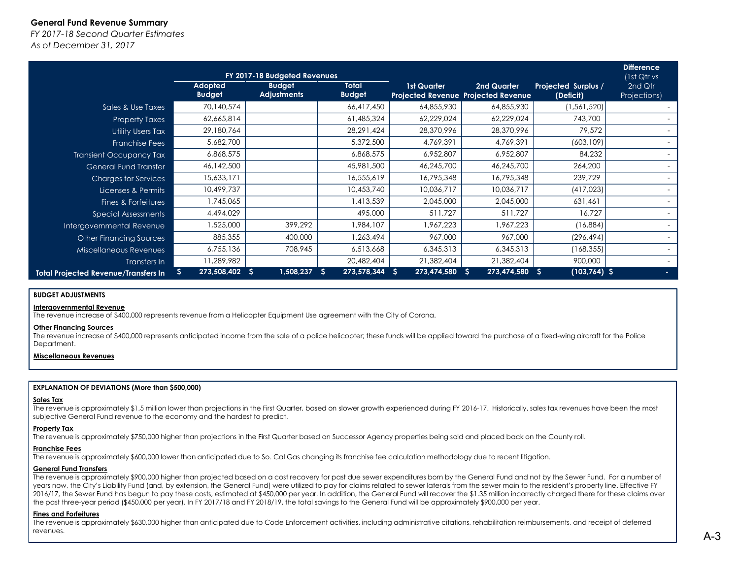**General Fund Revenue Summary**

*FY 2017-18 Second Quarter Estimates*

*As of December 31, 2017*

| | FY 2017-18 Budgeted Revenues | | | | | | |
|---|---|---|---|---|---|---|---|
| | Adopted Budget | Budget Adjustments | Total Budget | 1st Quarter Projected Revenue | 2nd Quarter Projected Revenue | Projected Surplus / (Deficit) | Difference (1st Qtr vs 2nd Qtr Projections) |
| Sales & Use Taxes | 70,140,574 | | 66,417,450 | 64,855,930 | 64,855,930 | (1,561,520) | - |
| Property Taxes | 62,665,814 | | 61,485,324 | 62,229,024 | 62,229,024 | 743,700 | - |
| Utility Users Tax | 29,180,764 | | 28,291,424 | 28,370,996 | 28,370,996 | 79,572 | - |
| Franchise Fees | 5,682,700 | | 5,372,500 | 4,769,391 | 4,769,391 | (603,109) | - |
| Transient Occupancy Tax | 6,868,575 | | 6,868,575 | 6,952,807 | 6,952,807 | 84,232 | - |
| General Fund Transfer | 46,142,500 | | 45,981,500 | 46,245,700 | 46,245,700 | 264,200 | - |
| Charges for Services | 15,633,171 | | 16,555,619 | 16,795,348 | 16,795,348 | 239,729 | - |
| Licenses & Permits | 10,499,737 | | 10,453,740 | 10,036,717 | 10,036,717 | (417,023) | - |
| Fines & Forfeitures | 1,745,065 | | 1,413,539 | 2,045,000 | 2,045,000 | 631,461 | - |
| Special Assessments | 4,494,029 | | 495,000 | 511,727 | 511,727 | 16,727 | - |
| Intergovernmental Revenue | 1,525,000 | 399,292 | 1,984,107 | 1,967,223 | 1,967,223 | (16,884) | - |
| Other Financing Sources | 885,355 | 400,000 | 1,263,494 | 967,000 | 967,000 | (296,494) | - |
| Miscellaneous Revenues | 6,755,136 | 708,945 | 6,513,668 | 6,345,313 | 6,345,313 | (168,355) | - |
| Transfers In | 11,289,982 | | 20,482,404 | 21,382,404 | 21,382,404 | 900,000 | - |
| **Total Projected Revenue/Transfers In** | **$ 273,508,402** | **$ 1,508,237** | **$ 273,578,344** | **$ 273,474,580** | **$ 273,474,580** | **$ (103,764)** | **$ -** |

**BUDGET ADJUSTMENTS**

**Intergovernmental Revenue**

The revenue increase of $400,000 represents revenue from a Helicopter Equipment Use agreement with the City of Corona.

**Other Financing Sources**

The revenue increase of $400,000 represents anticipated income from the sale of a police helicopter; these funds will be applied toward the purchase of a fixed-wing aircraft for the Police Department.

**Miscellaneous Revenues**

**EXPLANATION OF DEVIATIONS (More than $500,000)**

**Sales Tax**

The revenue is approximately $1.5 million lower than projections in the First Quarter, based on slower growth experienced during FY 2016-17. Historically, sales tax revenues have been the most subjective General Fund revenue to the economy and the hardest to predict.

**Property Tax**

The revenue is approximately $750,000 higher than projections in the First Quarter based on Successor Agency properties being sold and placed back on the County roll.

**Franchise Fees**

The revenue is approximately $600,000 lower than anticipated due to So. Cal Gas changing its franchise fee calculation methodology due to recent litigation.

**General Fund Transfers**

The revenue is approximately $900,000 higher than projected based on a cost recovery for past due sewer expenditures born by the General Fund and not by the Sewer Fund. For a number of years now, the City's Liability Fund (and, by extension, the General Fund) were utilized to pay for claims related to sewer laterals from the sewer main to the resident's property line. Effective FY 2016/17, the Sewer Fund has begun to pay these costs, estimated at $450,000 per year. In addition, the General Fund will recover the $1.35 million incorrectly charged there for these claims over the past three-year period ($450,000 per year). In FY 2017/18 and FY 2018/19, the total savings to the General Fund will be approximately $900,000 per year.

**Fines and Forfeitures**

The revenue is approximately $630,000 higher than anticipated due to Code Enforcement activities, including administrative citations, rehabilitation reimbursements, and receipt of deferred revenues.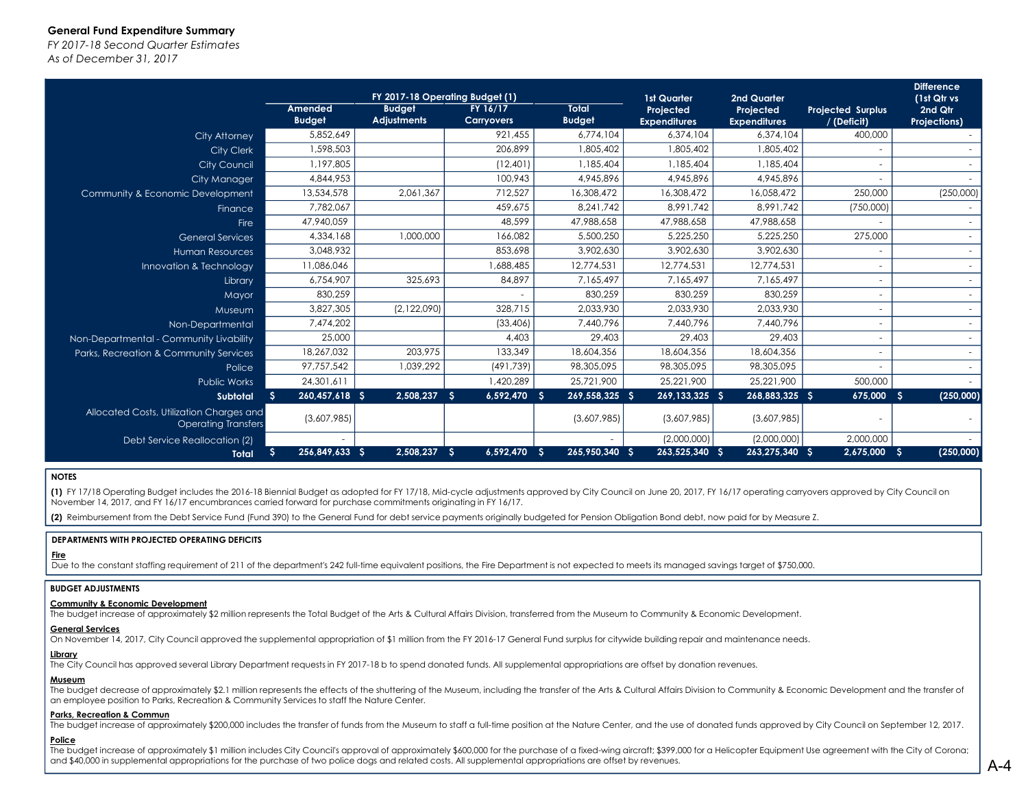**General Fund Expenditure Summary**

*FY 2017-18 Second Quarter Estimates*

*As of December 31, 2017*

| | FY 2017-18 Operating Budget (1) | | | | | | | |
|---|---|---|---|---|---|---|---|---|
| | Amended Budget | Budget Adjustments | FY 16/17 Carryovers | Total Budget | 1st Quarter Projected Expenditures | 2nd Quarter Projected Expenditures | Projected Surplus / (Deficit) | Difference (1st Qtr vs 2nd Qtr Projections) |
| City Attorney | 5,852,649 | | 921,455 | 6,774,104 | 6,374,104 | 6,374,104 | 400,000 | - |
| City Clerk | 1,598,503 | | 206,899 | 1,805,402 | 1,805,402 | 1,805,402 | - | - |
| City Council | 1,197,805 | | (12,401) | 1,185,404 | 1,185,404 | 1,185,404 | - | - |
| City Manager | 4,844,953 | | 100,943 | 4,945,896 | 4,945,896 | 4,945,896 | - | - |
| Community & Economic Development | 13,534,578 | 2,061,367 | 712,527 | 16,308,472 | 16,308,472 | 16,058,472 | 250,000 | (250,000) |
| Finance | 7,782,067 | | 459,675 | 8,241,742 | 8,991,742 | 8,991,742 | (750,000) | - |
| Fire | 47,940,059 | | 48,599 | 47,988,658 | 47,988,658 | 47,988,658 | - | - |
| General Services | 4,334,168 | 1,000,000 | 166,082 | 5,500,250 | 5,225,250 | 5,225,250 | 275,000 | - |
| Human Resources | 3,048,932 | | 853,698 | 3,902,630 | 3,902,630 | 3,902,630 | - | - |
| Innovation & Technology | 11,086,046 | | 1,688,485 | 12,774,531 | 12,774,531 | 12,774,531 | - | - |
| Library | 6,754,907 | 325,693 | 84,897 | 7,165,497 | 7,165,497 | 7,165,497 | - | - |
| Mayor | 830,259 | | - | 830,259 | 830,259 | 830,259 | - | - |
| Museum | 3,827,305 | (2,122,090) | 328,715 | 2,033,930 | 2,033,930 | 2,033,930 | - | - |
| Non-Departmental | 7,474,202 | | (33,406) | 7,440,796 | 7,440,796 | 7,440,796 | - | - |
| Non-Departmental - Community Livability | 25,000 | | 4,403 | 29,403 | 29,403 | 29,403 | - | - |
| Parks, Recreation & Community Services | 18,267,032 | 203,975 | 133,349 | 18,604,356 | 18,604,356 | 18,604,356 | - | - |
| Police | 97,757,542 | 1,039,292 | (491,739) | 98,305,095 | 98,305,095 | 98,305,095 | - | - |
| Public Works | 24,301,611 | | 1,420,289 | 25,721,900 | 25,221,900 | 25,221,900 | 500,000 | - |
| **Subtotal** | **$ 260,457,618** | **$ 2,508,237** | **$ 6,592,470** | **$ 269,558,325** | **$ 269,133,325** | **$ 268,883,325** | **$ 675,000** | **$ (250,000)** |
| Allocated Costs, Utilization Charges and Operating Transfers | (3,607,985) | | | (3,607,985) | (3,607,985) | (3,607,985) | - | - |
| Debt Service Reallocation (2) | - | | | - | (2,000,000) | (2,000,000) | 2,000,000 | - |
| **Total** | **$ 256,849,633** | **$ 2,508,237** | **$ 6,592,470** | **$ 265,950,340** | **$ 263,525,340** | **$ 263,275,340** | **$ 2,675,000** | **$ (250,000)** |

**NOTES**

**(1)** FY 17/18 Operating Budget includes the 2016-18 Biennial Budget as adopted for FY 17/18, Mid-cycle adjustments approved by City Council on June 20, 2017, FY 16/17 operating carryovers approved by City Council on November 14, 2017, and FY 16/17 encumbrances carried forward for purchase commitments originating in FY 16/17.

**(2)** Reimbursement from the Debt Service Fund (Fund 390) to the General Fund for debt service payments originally budgeted for Pension Obligation Bond debt, now paid for by Measure Z.

**DEPARTMENTS WITH PROJECTED OPERATING DEFICITS**

**Fire**

Due to the constant staffing requirement of 211 of the department's 242 full-time equivalent positions, the Fire Department is not expected to meets its managed savings target of $750,000.

**BUDGET ADJUSTMENTS**

**Community & Economic Development**

The budget increase of approximately $2 million represents the Total Budget of the Arts & Cultural Affairs Division, transferred from the Museum to Community & Economic Development.

**General Services**

On November 14, 2017, City Council approved the supplemental appropriation of $1 million from the FY 2016-17 General Fund surplus for citywide building repair and maintenance needs.

**Library**

The City Council has approved several Library Department requests in FY 2017-18 b to spend donated funds. All supplemental appropriations are offset by donation revenues.

**Museum**

The budget decrease of approximately $2.1 million represents the effects of the shuttering of the Museum, including the transfer of the Arts & Cultural Affairs Division to Community & Economic Development and the transfer of an employee position to Parks, Recreation & Community Services to staff the Nature Center.

**Parks, Recreation & Commun**

The budget increase of approximately $200,000 includes the transfer of funds from the Museum to staff a full-time position at the Nature Center, and the use of donated funds approved by City Council on September 12, 2017.

**Police**

The budget increase of approximately $1 million includes City Council's approval of approximately $600,000 for the purchase of a fixed-wing aircraft; $399,000 for a Helicopter Equipment Use agreement with the City of Corona; and $40,000 in supplemental appropriations for the purchase of two police dogs and related costs. All supplemental appropriations are offset by revenues.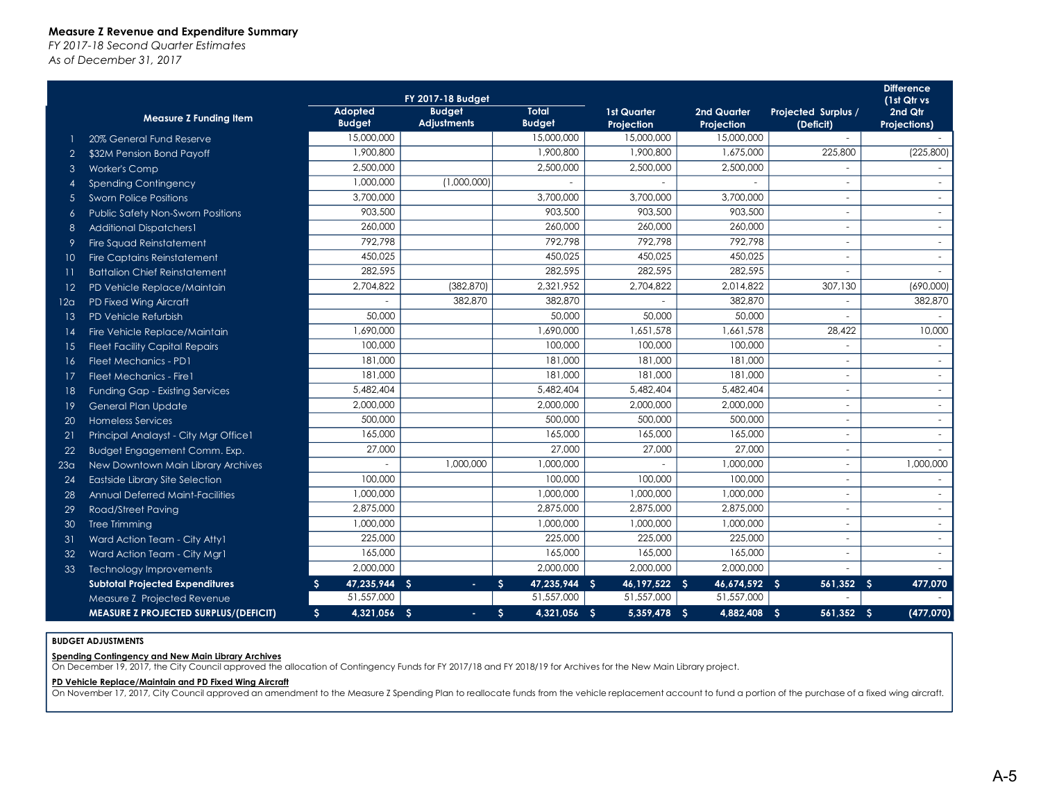**Measure Z Revenue and Expenditure Summary**

*FY 2017-18 Second Quarter Estimates*

*As of December 31, 2017*

| | | FY 2017-18 Budget | | | | | | |
|---|---|---|---|---|---|---|---|---|
| | Measure Z Funding Item | Adopted Budget | Budget Adjustments | Total Budget | 1st Quarter Projection | 2nd Quarter Projection | Projected Surplus / (Deficit) | Difference (1st Qtr vs 2nd Qtr Projections) |
| 1 | 20% General Fund Reserve | 15,000,000 | | 15,000,000 | 15,000,000 | 15,000,000 | - | - |
| 2 | $32M Pension Bond Payoff | 1,900,800 | | 1,900,800 | 1,900,800 | 1,675,000 | 225,800 | (225,800) |
| 3 | Worker's Comp | 2,500,000 | | 2,500,000 | 2,500,000 | 2,500,000 | - | - |
| 4 | Spending Contingency | 1,000,000 | (1,000,000) | - | - | - | - | - |
| 5 | Sworn Police Positions | 3,700,000 | | 3,700,000 | 3,700,000 | 3,700,000 | - | - |
| 6 | Public Safety Non-Sworn Positions | 903,500 | | 903,500 | 903,500 | 903,500 | - | - |
| 8 | Additional Dispatchers1 | 260,000 | | 260,000 | 260,000 | 260,000 | - | - |
| 9 | Fire Squad Reinstatement | 792,798 | | 792,798 | 792,798 | 792,798 | - | - |
| 10 | Fire Captains Reinstatement | 450,025 | | 450,025 | 450,025 | 450,025 | - | - |
| 11 | Battalion Chief Reinstatement | 282,595 | | 282,595 | 282,595 | 282,595 | - | - |
| 12 | PD Vehicle Replace/Maintain | 2,704,822 | (382,870) | 2,321,952 | 2,704,822 | 2,014,822 | 307,130 | (690,000) |
| 12a | PD Fixed Wing Aircraft | - | 382,870 | 382,870 | - | 382,870 | - | 382,870 |
| 13 | PD Vehicle Refurbish | 50,000 | | 50,000 | 50,000 | 50,000 | - | - |
| 14 | Fire Vehicle Replace/Maintain | 1,690,000 | | 1,690,000 | 1,651,578 | 1,661,578 | 28,422 | 10,000 |
| 15 | Fleet Facility Capital Repairs | 100,000 | | 100,000 | 100,000 | 100,000 | - | - |
| 16 | Fleet Mechanics - PD1 | 181,000 | | 181,000 | 181,000 | 181,000 | - | - |
| 17 | Fleet Mechanics - Fire1 | 181,000 | | 181,000 | 181,000 | 181,000 | - | - |
| 18 | Funding Gap - Existing Services | 5,482,404 | | 5,482,404 | 5,482,404 | 5,482,404 | - | - |
| 19 | General Plan Update | 2,000,000 | | 2,000,000 | 2,000,000 | 2,000,000 | - | - |
| 20 | Homeless Services | 500,000 | | 500,000 | 500,000 | 500,000 | - | - |
| 21 | Principal Analayst - City Mgr Office1 | 165,000 | | 165,000 | 165,000 | 165,000 | - | - |
| 22 | Budget Engagement Comm. Exp. | 27,000 | | 27,000 | 27,000 | 27,000 | - | - |
| 23a | New Downtown Main Library Archives | - | 1,000,000 | 1,000,000 | - | 1,000,000 | - | 1,000,000 |
| 24 | Eastside Library Site Selection | 100,000 | | 100,000 | 100,000 | 100,000 | - | - |
| 28 | Annual Deferred Maint-Facilities | 1,000,000 | | 1,000,000 | 1,000,000 | 1,000,000 | - | - |
| 29 | Road/Street Paving | 2,875,000 | | 2,875,000 | 2,875,000 | 2,875,000 | - | - |
| 30 | Tree Trimming | 1,000,000 | | 1,000,000 | 1,000,000 | 1,000,000 | - | - |
| 31 | Ward Action Team - City Atty1 | 225,000 | | 225,000 | 225,000 | 225,000 | - | - |
| 32 | Ward Action Team - City Mgr1 | 165,000 | | 165,000 | 165,000 | 165,000 | - | - |
| 33 | Technology Improvements | 2,000,000 | | 2,000,000 | 2,000,000 | 2,000,000 | - | - |
| | **Subtotal Projected Expenditures** | **$ 47,235,944** | **$ -** | **$ 47,235,944** | **$ 46,197,522** | **$ 46,674,592** | **$ 561,352** | **$ 477,070** |
| | Measure Z Projected Revenue | 51,557,000 | | 51,557,000 | 51,557,000 | 51,557,000 | - | - |
| | **MEASURE Z PROJECTED SURPLUS/(DEFICIT)** | **$ 4,321,056** | **$ -** | **$ 4,321,056** | **$ 5,359,478** | **$ 4,882,408** | **$ 561,352** | **$ (477,070)** |

**BUDGET ADJUSTMENTS**

**Spending Contingency and New Main Library Archives**

On December 19, 2017, the City Council approved the allocation of Contingency Funds for FY 2017/18 and FY 2018/19 for Archives for the New Main Library project.

**PD Vehicle Replace/Maintain and PD Fixed Wing Aircraft**

On November 17, 2017, City Council approved an amendment to the Measure Z Spending Plan to reallocate funds from the vehicle replacement account to fund a portion of the purchase of a fixed wing aircraft.